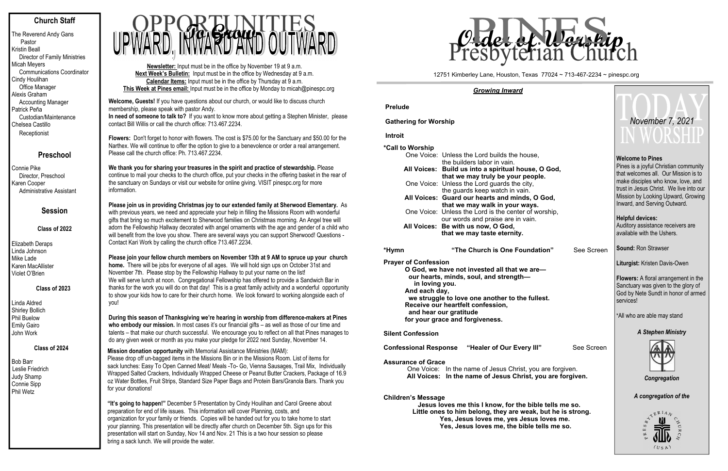## Church Staff

The Reverend Andy Gans
Pastor
Kristin Beall
Director of Family Ministries
Micah Meyers
Communications Coordinator
Cindy Houlihan
Office Manager
Alexis Graham
Accounting Manager
Patrick Peña
Custodian/Maintenance
Chelsea Castillo
Receptionist

## Preschool

Connie Pike
Director, Preschool
Karen Cooper
Administrative Assistant

## Session

### Class of 2022

Elizabeth Deraps
Linda Johnson
Mike Lade
Karen MacAllister
Violet O'Brien

### Class of 2023

Linda Aldred
Shirley Bollich
Phil Buelow
Emily Gairo
John Work

### Class of 2024

Bob Barr
Leslie Friedrich
Judy Shamp
Connie Sipp
Phil Wetz

# OPPORTUNITIES *To Grow* UPWARD, INWARD AND OUTWARD

**Newsletter:** Input must be in the office by November 19 at 9 a.m.
**Next Week's Bulletin:** Input must be in the office by Wednesday at 9 a.m.
**Calendar Items:** Input must be in the office by Thursday at 9 a.m.
**This Week at Pines email:** Input must be in the office by Monday to micah@pinespc.org

**Welcome, Guests!** If you have questions about our church, or would like to discuss church membership, please speak with pastor Andy.
**In need of someone to talk to?** If you want to know more about getting a Stephen Minister, please contact Bill Willis or call the church office: 713.467.2234.

**Flowers:** Don't forget to honor with flowers. The cost is $75.00 for the Sanctuary and $50.00 for the Narthex. We will continue to offer the option to give to a benevolence or order a real arrangement. Please call the church office: Ph. 713.467.2234.

**We thank you for sharing your treasures in the spirit and practice of stewardship.** Please continue to mail your checks to the church office, put your checks in the offering basket in the rear of the sanctuary on Sundays or visit our website for online giving. VISIT pinespc.org for more information.

**Please join us in providing Christmas joy to our extended family at Sherwood Elementary.** As with previous years, we need and appreciate your help in filling the Missions Room with wonderful gifts that bring so much excitement to Sherwood families on Christmas morning. An Angel tree will adorn the Fellowship Hallway decorated with angel ornaments with the age and gender of a child who will benefit from the love you show. There are several ways you can support Sherwood! Questions - Contact Kari Work by calling the church office 713.467.2234.

**Please join your fellow church members on November 13th at 9 AM to spruce up your church home.** There will be jobs for everyone of all ages. We will hold sign ups on October 31st and November 7th. Please stop by the Fellowship Hallway to put your name on the list!
We will serve lunch at noon. Congregational Fellowship has offered to provide a Sandwich Bar in thanks for the work you will do on that day! This is a great family activity and a wonderful opportunity to show your kids how to care for their church home. We look forward to working alongside each of you!

**During this season of Thanksgiving we're hearing in worship from difference-makers at Pines who embody our mission.** In most cases it's our financial gifts – as well as those of our time and talents – that make our church successful. We encourage you to reflect on all that Pines manages to do any given week or month as you make your pledge for 2022 next Sunday, November 14.

**Mission donation opportunity** with Memorial Assistance Ministries (MAM):
Please drop off un-bagged items in the Missions Bin or in the Missions Room. List of items for sack lunches: Easy To Open Canned Meat/ Meals -To- Go, Vienna Sausages, Trail Mix, Individually Wrapped Salted Crackers, Individually Wrapped Cheese or Peanut Butter Crackers, Package of 16.9 oz Water Bottles, Fruit Strips, Standard Size Paper Bags and Protein Bars/Granola Bars. Thank you for your donations!

**"It's going to happen!"** December 5 Presentation by Cindy Houlihan and Carol Greene about preparation for end of life issues. This information will cover Planning, costs, and organization for your family or friends. Copies will be handed out for you to take home to start your planning. This presentation will be directly after church on December 5th. Sign ups for this presentation will start on Sunday, Nov 14 and Nov. 21 This is a two hour session so please bring a sack lunch. We will provide the water.

# PINES Presbyterian Church — *Order of Worship*

12751 Kimberley Lane, Houston, Texas 77024 ~ 713-467-2234 ~ pinespc.org

### ***Growing Inward***

**Prelude**

**Gathering for Worship**

**Introit**

**\*Call to Worship**
One Voice: Unless the Lord builds the house,
the builders labor in vain.
**All Voices: Build us into a spiritual house, O God,
that we may truly be your people.**
One Voice: Unless the Lord guards the city,
the guards keep watch in vain.
**All Voices: Guard our hearts and minds, O God,
that we may walk in your ways.**
One Voice: Unless the Lord is the center of worship,
our words and praise are in vain.
**All Voices: Be with us now, O God,
that we may taste eternity.**

**\*Hymn** **"The Church is One Foundation"** See Screen

**Prayer of Confession**
**O God, we have not invested all that we are—
our hearts, minds, soul, and strength—
in loving you.
And each day,
we struggle to love one another to the fullest.
Receive our heartfelt confession,
and hear our gratitude
for your grace and forgiveness.**

**Silent Confession**

**Confessional Response** **"Healer of Our Every Ill"** See Screen

**Assurance of Grace**
One Voice: In the name of Jesus Christ, you are forgiven.
**All Voices: In the name of Jesus Christ, you are forgiven.**

**Children's Message**
**Jesus loves me this I know, for the bible tells me so.
Little ones to him belong, they are weak, but he is strong.
Yes, Jesus loves me, yes Jesus loves me.
Yes, Jesus loves me, the bible tells me so.**

# TODAY IN WORSHIP

*November 7, 2021*

**Welcome to Pines**
Pines is a joyful Christian community that welcomes all. Our Mission is to make disciples who know, love, and trust in Jesus Christ. We live into our Mission by Looking Upward, Growing Inward, and Serving Outward.

**Helpful devices:**
Auditory assistance receivers are available with the Ushers.

**Sound:** Ron Strawser

**Liturgist:** Kristen Davis-Owen

**Flowers:** A floral arrangement in the Sanctuary was given to the glory of God by Nete Sundt in honor of armed services!

\*All who are able may stand

***A Stephen Ministry***

***Congregation***

***A congregation of the***

PRESBYTERIAN CHURCH (USA)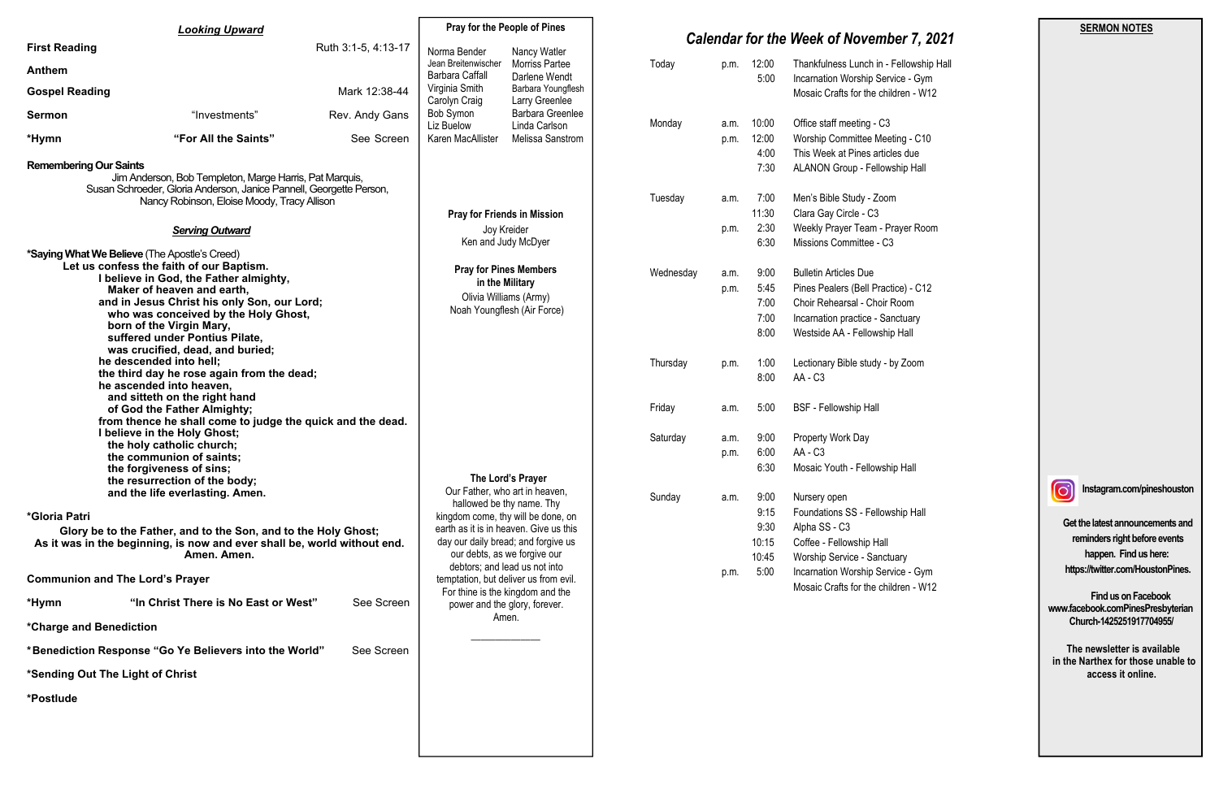## *Looking Upward*

**First Reading** Ruth 3:1-5, 4:13-17

**Anthem**

**Gospel Reading** Mark 12:38-44

**Sermon** "Investments" Rev. Andy Gans

**\*Hymn** **"For All the Saints"** See Screen

**Remembering Our Saints**

Jim Anderson, Bob Templeton, Marge Harris, Pat Marquis,
Susan Schroeder, Gloria Anderson, Janice Pannell, Georgette Person,
Nancy Robinson, Eloise Moody, Tracy Allison

## *Serving Outward*

**\*Saying What We Believe** (The Apostle's Creed)

**Let us confess the faith of our Baptism.**
**I believe in God, the Father almighty,**
**Maker of heaven and earth,**
**and in Jesus Christ his only Son, our Lord;**
**who was conceived by the Holy Ghost,**
**born of the Virgin Mary,**
**suffered under Pontius Pilate,**
**was crucified, dead, and buried;**
**he descended into hell;**
**the third day he rose again from the dead;**
**he ascended into heaven,**
**and sitteth on the right hand**
**of God the Father Almighty;**
**from thence he shall come to judge the quick and the dead.**
**I believe in the Holy Ghost;**
**the holy catholic church;**
**the communion of saints;**
**the forgiveness of sins;**
**the resurrection of the body;**
**and the life everlasting. Amen.**

**\*Gloria Patri**

**Glory be to the Father, and to the Son, and to the Holy Ghost;**
**As it was in the beginning, is now and ever shall be, world without end.**
**Amen. Amen.**

**Communion and The Lord's Prayer**

**\*Hymn** **"In Christ There is No East or West"** See Screen

**\*Charge and Benediction**

**\*Benediction Response "Go Ye Believers into the World"** See Screen

**\*Sending Out The Light of Christ**

**\*Postlude**

---

**Pray for the People of Pines**

| | |
|---|---|
| Norma Bender | Nancy Watler |
| Jean Breitenwischer | Morriss Partee |
| Barbara Caffall | Darlene Wendt |
| Virginia Smith | Barbara Youngflesh |
| Carolyn Craig | Larry Greenlee |
| Bob Symon | Barbara Greenlee |
| Liz Buelow | Linda Carlson |
| Karen MacAllister | Melissa Sanstrom |

**Pray for Friends in Mission**

Joy Kreider
Ken and Judy McDyer

**Pray for Pines Members in the Military**

Olivia Williams (Army)
Noah Youngflesh (Air Force)

**The Lord's Prayer**

Our Father, who art in heaven, hallowed be thy name. Thy kingdom come, thy will be done, on earth as it is in heaven. Give us this day our daily bread; and forgive us our debts, as we forgive our debtors; and lead us not into temptation, but deliver us from evil. For thine is the kingdom and the power and the glory, forever. Amen.

---

## *Calendar for the Week of November 7, 2021*

| | | | |
|---|---|---|---|
| Today | p.m. | 12:00 | Thankfulness Lunch in - Fellowship Hall |
| | | 5:00 | Incarnation Worship Service - Gym |
| | | | Mosaic Crafts for the children - W12 |
| Monday | a.m. | 10:00 | Office staff meeting - C3 |
| | p.m. | 12:00 | Worship Committee Meeting - C10 |
| | | 4:00 | This Week at Pines articles due |
| | | 7:30 | ALANON Group - Fellowship Hall |
| Tuesday | a.m. | 7:00 | Men's Bible Study - Zoom |
| | | 11:30 | Clara Gay Circle - C3 |
| | p.m. | 2:30 | Weekly Prayer Team - Prayer Room |
| | | 6:30 | Missions Committee - C3 |
| Wednesday | a.m. | 9:00 | Bulletin Articles Due |
| | p.m. | 5:45 | Pines Pealers (Bell Practice) - C12 |
| | | 7:00 | Choir Rehearsal - Choir Room |
| | | 7:00 | Incarnation practice - Sanctuary |
| | | 8:00 | Westside AA - Fellowship Hall |
| Thursday | p.m. | 1:00 | Lectionary Bible study - by Zoom |
| | | 8:00 | AA - C3 |
| Friday | a.m. | 5:00 | BSF - Fellowship Hall |
| Saturday | a.m. | 9:00 | Property Work Day |
| | p.m. | 6:00 | AA - C3 |
| | | 6:30 | Mosaic Youth - Fellowship Hall |
| Sunday | a.m. | 9:00 | Nursery open |
| | | 9:15 | Foundations SS - Fellowship Hall |
| | | 9:30 | Alpha SS - C3 |
| | | 10:15 | Coffee - Fellowship Hall |
| | | 10:45 | Worship Service - Sanctuary |
| | p.m. | 5:00 | Incarnation Worship Service - Gym |
| | | | Mosaic Crafts for the children - W12 |

---

**SERMON NOTES**

**Instagram.com/pineshouston**

**Get the latest announcements and reminders right before events happen. Find us here: https://twitter.com/HoustonPines.**

**Find us on Facebook www.facebook.comPinesPresbyterian Church-1425251917704955/**

**The newsletter is available in the Narthex for those unable to access it online.**